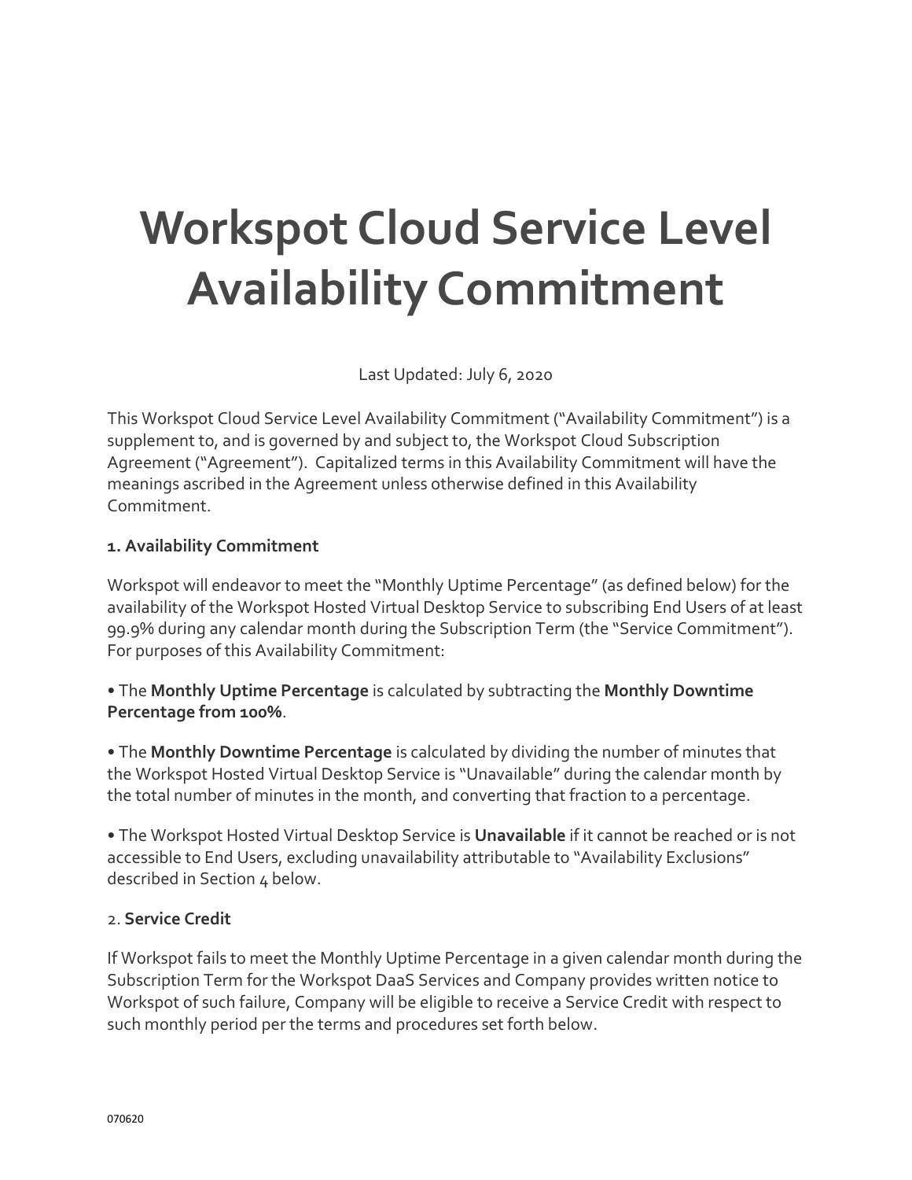# Workspot Cloud Service Level Availability Commitment

Last Updated: July 6, 2020

This Workspot Cloud Service Level Availability Commitment ("Availability Commitment") is a supplement to, and is governed by and subject to, the Workspot Cloud Subscription Agreement ("Agreement"). Capitalized terms in this Availability Commitment will have the meanings ascribed in the Agreement unless otherwise defined in this Availability Commitment.

**1. Availability Commitment**

Workspot will endeavor to meet the "Monthly Uptime Percentage" (as defined below) for the availability of the Workspot Hosted Virtual Desktop Service to subscribing End Users of at least 99.9% during any calendar month during the Subscription Term (the "Service Commitment"). For purposes of this Availability Commitment:

• The **Monthly Uptime Percentage** is calculated by subtracting the **Monthly Downtime Percentage from 100%**.

• The **Monthly Downtime Percentage** is calculated by dividing the number of minutes that the Workspot Hosted Virtual Desktop Service is "Unavailable" during the calendar month by the total number of minutes in the month, and converting that fraction to a percentage.

• The Workspot Hosted Virtual Desktop Service is **Unavailable** if it cannot be reached or is not accessible to End Users, excluding unavailability attributable to "Availability Exclusions" described in Section 4 below.

2. **Service Credit**

If Workspot fails to meet the Monthly Uptime Percentage in a given calendar month during the Subscription Term for the Workspot DaaS Services and Company provides written notice to Workspot of such failure, Company will be eligible to receive a Service Credit with respect to such monthly period per the terms and procedures set forth below.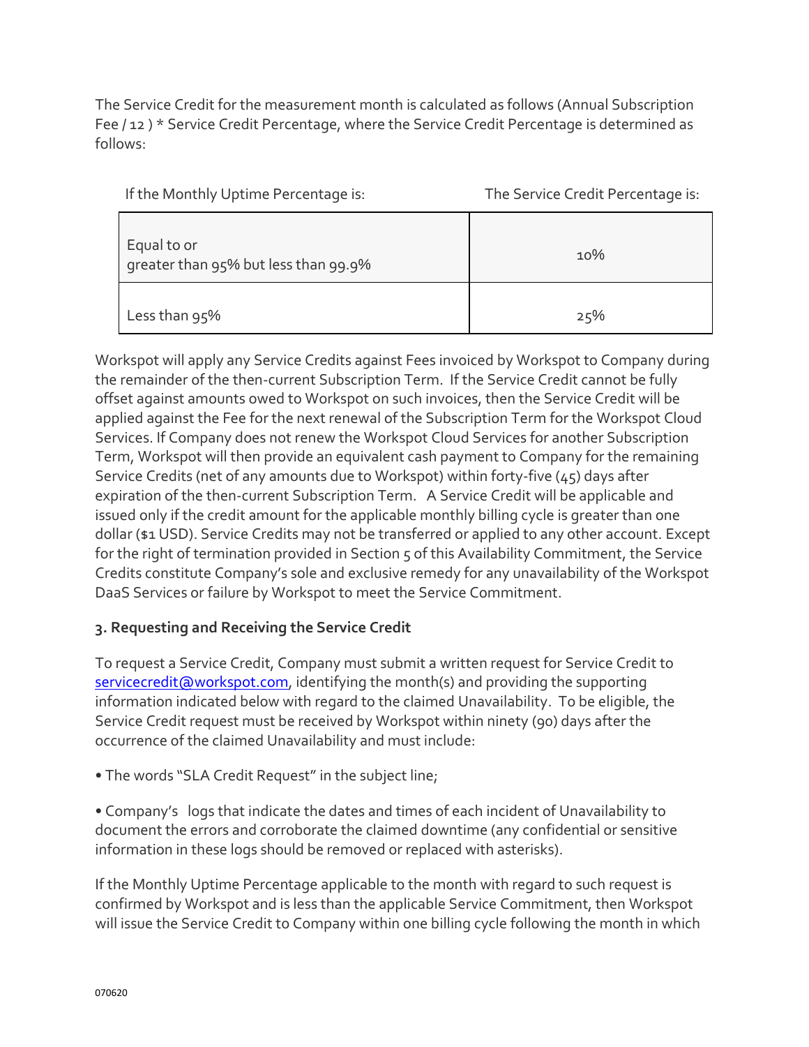The Service Credit for the measurement month is calculated as follows (Annual Subscription Fee / 12 ) * Service Credit Percentage, where the Service Credit Percentage is determined as follows:

| If the Monthly Uptime Percentage is: | The Service Credit Percentage is: |
|---|---|
| Equal to or greater than 95% but less than 99.9% | 10% |
| Less than 95% | 25% |

Workspot will apply any Service Credits against Fees invoiced by Workspot to Company during the remainder of the then-current Subscription Term. If the Service Credit cannot be fully offset against amounts owed to Workspot on such invoices, then the Service Credit will be applied against the Fee for the next renewal of the Subscription Term for the Workspot Cloud Services. If Company does not renew the Workspot Cloud Services for another Subscription Term, Workspot will then provide an equivalent cash payment to Company for the remaining Service Credits (net of any amounts due to Workspot) within forty-five (45) days after expiration of the then-current Subscription Term. A Service Credit will be applicable and issued only if the credit amount for the applicable monthly billing cycle is greater than one dollar ($1 USD). Service Credits may not be transferred or applied to any other account. Except for the right of termination provided in Section 5 of this Availability Commitment, the Service Credits constitute Company's sole and exclusive remedy for any unavailability of the Workspot DaaS Services or failure by Workspot to meet the Service Commitment.

### 3. Requesting and Receiving the Service Credit

To request a Service Credit, Company must submit a written request for Service Credit to servicecredit@workspot.com, identifying the month(s) and providing the supporting information indicated below with regard to the claimed Unavailability. To be eligible, the Service Credit request must be received by Workspot within ninety (90) days after the occurrence of the claimed Unavailability and must include:

- The words "SLA Credit Request" in the subject line;
- Company's logs that indicate the dates and times of each incident of Unavailability to document the errors and corroborate the claimed downtime (any confidential or sensitive information in these logs should be removed or replaced with asterisks).

If the Monthly Uptime Percentage applicable to the month with regard to such request is confirmed by Workspot and is less than the applicable Service Commitment, then Workspot will issue the Service Credit to Company within one billing cycle following the month in which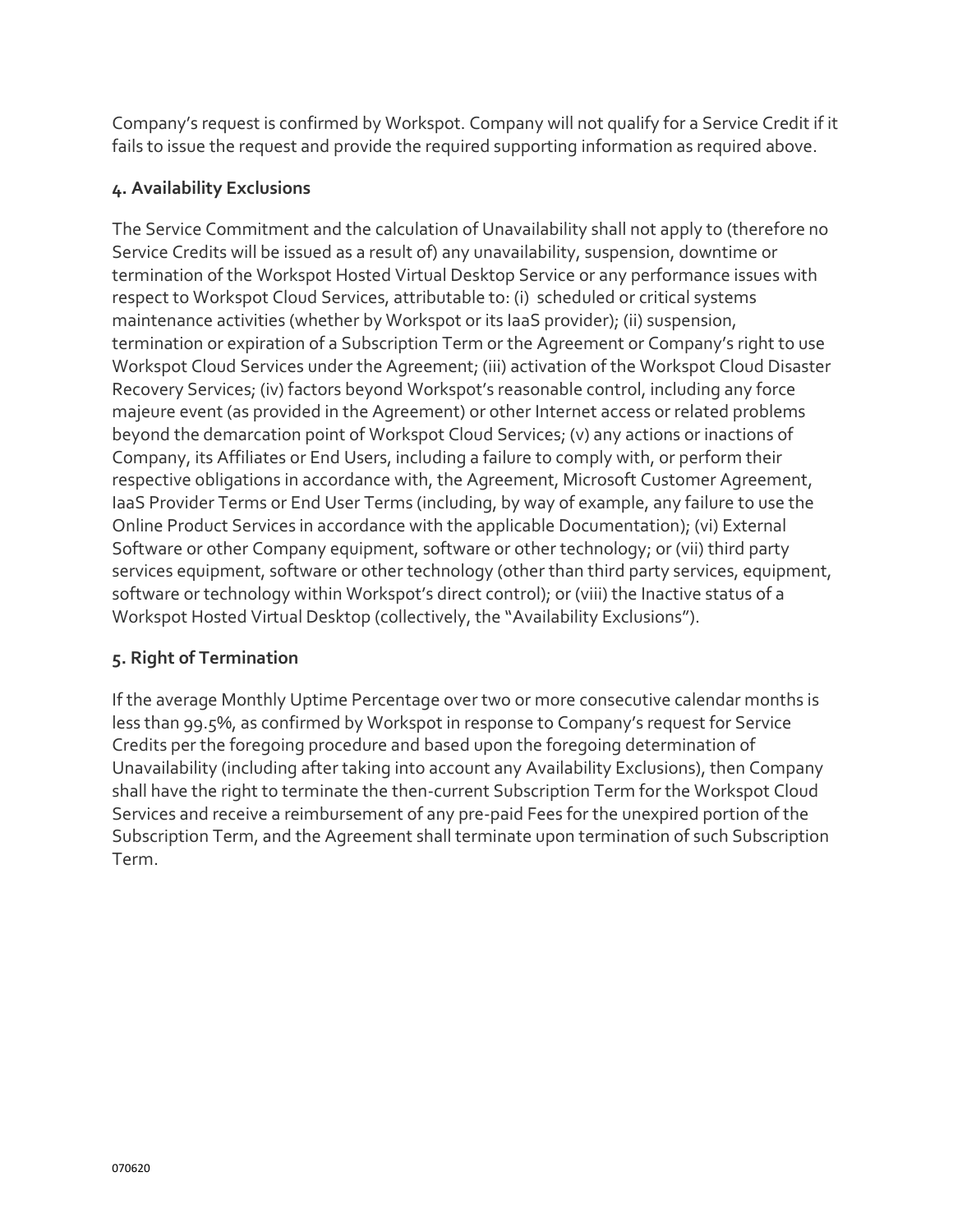Company's request is confirmed by Workspot. Company will not qualify for a Service Credit if it fails to issue the request and provide the required supporting information as required above.

## 4. Availability Exclusions

The Service Commitment and the calculation of Unavailability shall not apply to (therefore no Service Credits will be issued as a result of) any unavailability, suspension, downtime or termination of the Workspot Hosted Virtual Desktop Service or any performance issues with respect to Workspot Cloud Services, attributable to: (i) scheduled or critical systems maintenance activities (whether by Workspot or its IaaS provider); (ii) suspension, termination or expiration of a Subscription Term or the Agreement or Company's right to use Workspot Cloud Services under the Agreement; (iii) activation of the Workspot Cloud Disaster Recovery Services; (iv) factors beyond Workspot's reasonable control, including any force majeure event (as provided in the Agreement) or other Internet access or related problems beyond the demarcation point of Workspot Cloud Services; (v) any actions or inactions of Company, its Affiliates or End Users, including a failure to comply with, or perform their respective obligations in accordance with, the Agreement, Microsoft Customer Agreement, IaaS Provider Terms or End User Terms (including, by way of example, any failure to use the Online Product Services in accordance with the applicable Documentation); (vi) External Software or other Company equipment, software or other technology; or (vii) third party services equipment, software or other technology (other than third party services, equipment, software or technology within Workspot's direct control); or (viii) the Inactive status of a Workspot Hosted Virtual Desktop (collectively, the "Availability Exclusions").

## 5. Right of Termination

If the average Monthly Uptime Percentage over two or more consecutive calendar months is less than 99.5%, as confirmed by Workspot in response to Company's request for Service Credits per the foregoing procedure and based upon the foregoing determination of Unavailability (including after taking into account any Availability Exclusions), then Company shall have the right to terminate the then-current Subscription Term for the Workspot Cloud Services and receive a reimbursement of any pre-paid Fees for the unexpired portion of the Subscription Term, and the Agreement shall terminate upon termination of such Subscription Term.